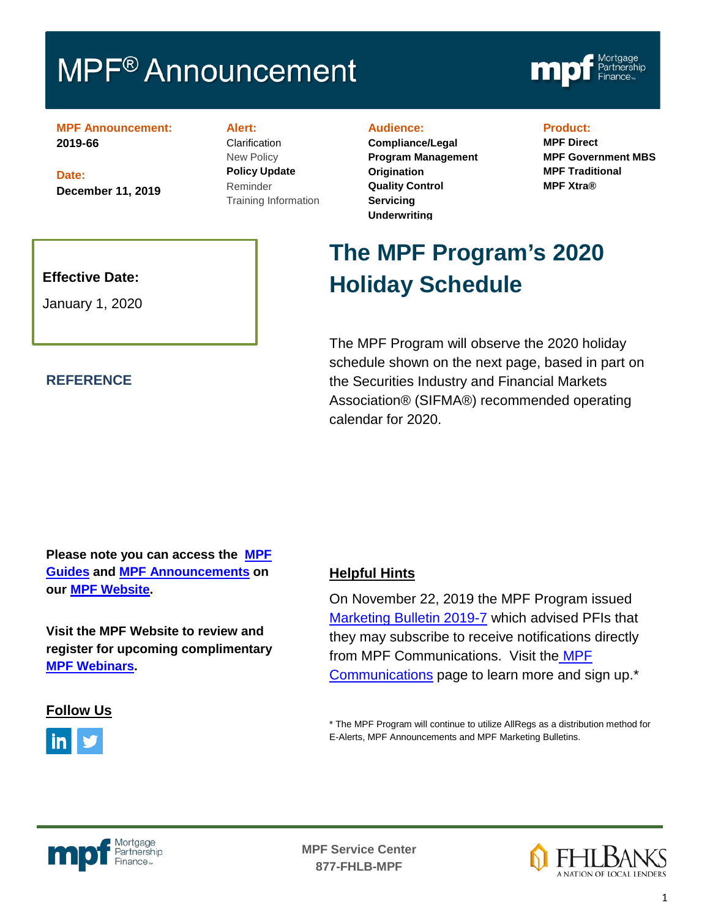# MPF® Announcement

**MPF Announcement:**
**2019-66**

**Date:**
**December 11, 2019**

**Alert:**
Clarification
New Policy
**Policy Update**
Reminder
Training Information

**Audience:**
**Compliance/Legal**
**Program Management**
**Origination**
**Quality Control**
**Servicing**
**Underwriting**

**Product:**
**MPF Direct**
**MPF Government MBS**
**MPF Traditional**
**MPF Xtra®**

**Effective Date:**
January 1, 2020

## The MPF Program's 2020 Holiday Schedule

The MPF Program will observe the 2020 holiday schedule shown on the next page, based in part on the Securities Industry and Financial Markets Association® (SIFMA®) recommended operating calendar for 2020.

**REFERENCE**

**Please note you can access the MPF Guides and MPF Announcements on our MPF Website.**

**Visit the MPF Website to review and register for upcoming complimentary MPF Webinars.**

**Follow Us**

**Helpful Hints**

On November 22, 2019 the MPF Program issued Marketing Bulletin 2019-7 which advised PFIs that they may subscribe to receive notifications directly from MPF Communications. Visit the MPF Communications page to learn more and sign up.*

* The MPF Program will continue to utilize AllRegs as a distribution method for E-Alerts, MPF Announcements and MPF Marketing Bulletins.

**MPF Service Center**
**877-FHLB-MPF**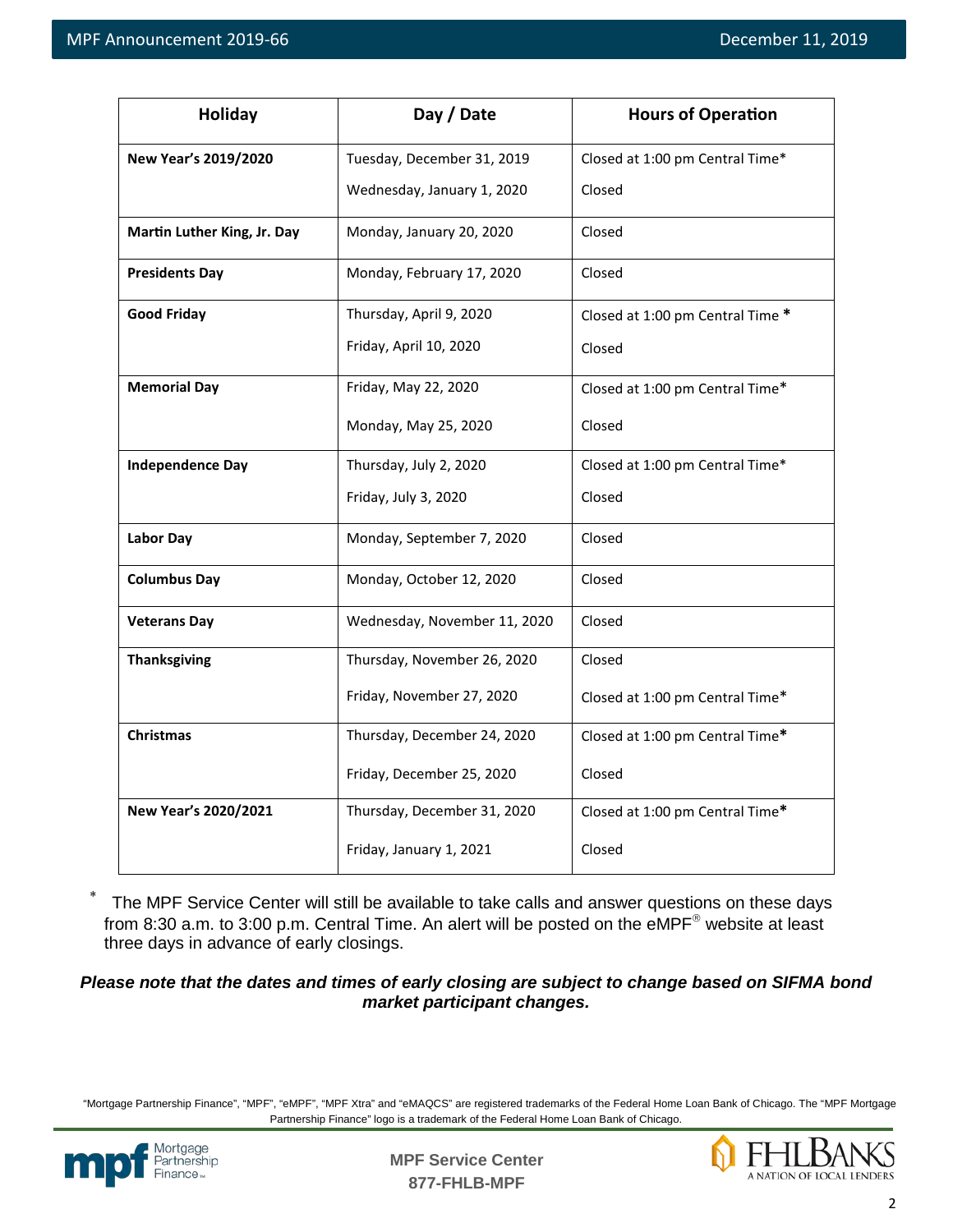| Holiday | Day / Date | Hours of Operation |
|---|---|---|
| **New Year's 2019/2020** | Tuesday, December 31, 2019<br>Wednesday, January 1, 2020 | Closed at 1:00 pm Central Time*<br>Closed |
| **Martin Luther King, Jr. Day** | Monday, January 20, 2020 | Closed |
| **Presidents Day** | Monday, February 17, 2020 | Closed |
| **Good Friday** | Thursday, April 9, 2020<br>Friday, April 10, 2020 | Closed at 1:00 pm Central Time *<br>Closed |
| **Memorial Day** | Friday, May 22, 2020<br>Monday, May 25, 2020 | Closed at 1:00 pm Central Time*<br>Closed |
| **Independence Day** | Thursday, July 2, 2020<br>Friday, July 3, 2020 | Closed at 1:00 pm Central Time*<br>Closed |
| **Labor Day** | Monday, September 7, 2020 | Closed |
| **Columbus Day** | Monday, October 12, 2020 | Closed |
| **Veterans Day** | Wednesday, November 11, 2020 | Closed |
| **Thanksgiving** | Thursday, November 26, 2020<br>Friday, November 27, 2020 | Closed<br>Closed at 1:00 pm Central Time* |
| **Christmas** | Thursday, December 24, 2020<br>Friday, December 25, 2020 | Closed at 1:00 pm Central Time*<br>Closed |
| **New Year's 2020/2021** | Thursday, December 31, 2020<br>Friday, January 1, 2021 | Closed at 1:00 pm Central Time*<br>Closed |

* The MPF Service Center will still be available to take calls and answer questions on these days from 8:30 a.m. to 3:00 p.m. Central Time. An alert will be posted on the eMPF® website at least three days in advance of early closings.

***Please note that the dates and times of early closing are subject to change based on SIFMA bond market participant changes.***

"Mortgage Partnership Finance", "MPF", "eMPF", "MPF Xtra" and "eMAQCS" are registered trademarks of the Federal Home Loan Bank of Chicago. The "MPF Mortgage Partnership Finance" logo is a trademark of the Federal Home Loan Bank of Chicago.

**MPF Service Center**
**877-FHLB-MPF**